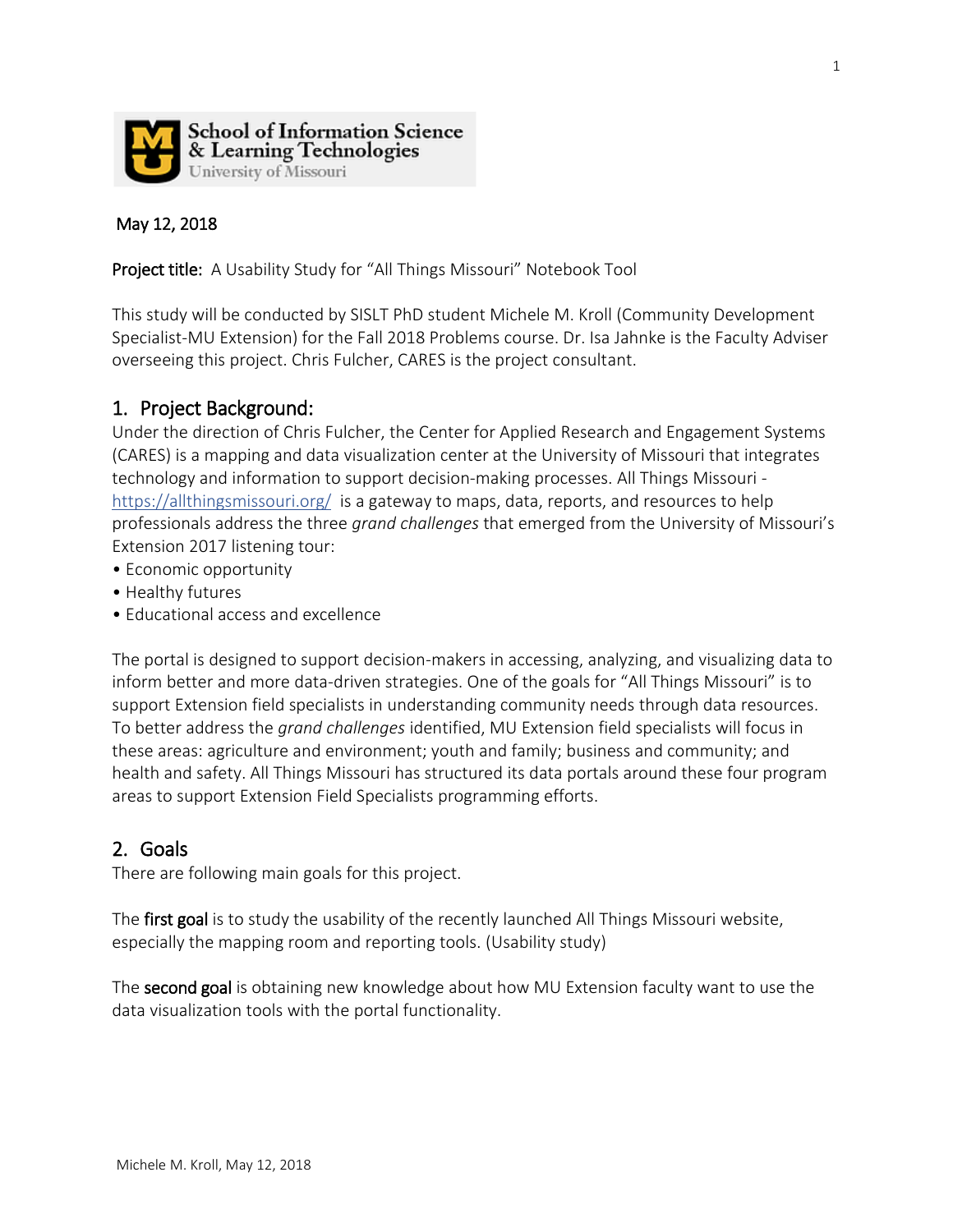School of Information Science & Learning Technologies
University of Missouri

May 12, 2018

**Project title:** A Usability Study for "All Things Missouri" Notebook Tool

This study will be conducted by SISLT PhD student Michele M. Kroll (Community Development Specialist-MU Extension) for the Fall 2018 Problems course. Dr. Isa Jahnke is the Faculty Adviser overseeing this project. Chris Fulcher, CARES is the project consultant.

## 1. Project Background:

Under the direction of Chris Fulcher, the Center for Applied Research and Engagement Systems (CARES) is a mapping and data visualization center at the University of Missouri that integrates technology and information to support decision-making processes. All Things Missouri - https://allthingsmissouri.org/ is a gateway to maps, data, reports, and resources to help professionals address the three *grand challenges* that emerged from the University of Missouri's Extension 2017 listening tour:

- Economic opportunity
- Healthy futures
- Educational access and excellence

The portal is designed to support decision-makers in accessing, analyzing, and visualizing data to inform better and more data-driven strategies. One of the goals for "All Things Missouri" is to support Extension field specialists in understanding community needs through data resources. To better address the *grand challenges* identified, MU Extension field specialists will focus in these areas: agriculture and environment; youth and family; business and community; and health and safety. All Things Missouri has structured its data portals around these four program areas to support Extension Field Specialists programming efforts.

## 2. Goals

There are following main goals for this project.

The **first goal** is to study the usability of the recently launched All Things Missouri website, especially the mapping room and reporting tools. (Usability study)

The **second goal** is obtaining new knowledge about how MU Extension faculty want to use the data visualization tools with the portal functionality.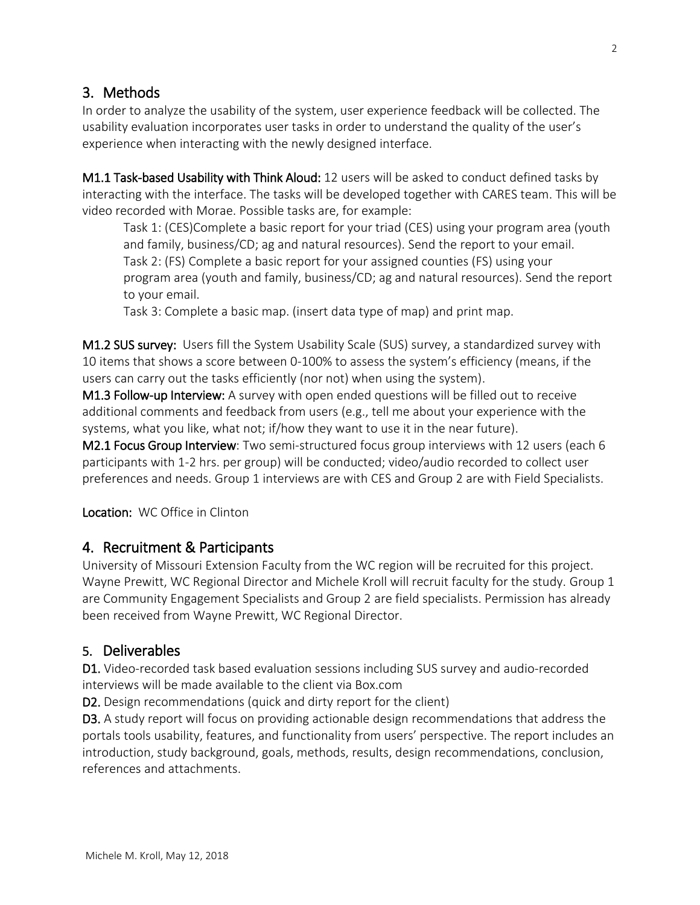## 3. Methods

In order to analyze the usability of the system, user experience feedback will be collected. The usability evaluation incorporates user tasks in order to understand the quality of the user's experience when interacting with the newly designed interface.

**M1.1 Task-based Usability with Think Aloud:** 12 users will be asked to conduct defined tasks by interacting with the interface. The tasks will be developed together with CARES team. This will be video recorded with Morae. Possible tasks are, for example:

> Task 1: (CES)Complete a basic report for your triad (CES) using your program area (youth and family, business/CD; ag and natural resources). Send the report to your email.
> Task 2: (FS) Complete a basic report for your assigned counties (FS) using your program area (youth and family, business/CD; ag and natural resources). Send the report to your email.
> Task 3: Complete a basic map. (insert data type of map) and print map.

**M1.2 SUS survey:** Users fill the System Usability Scale (SUS) survey, a standardized survey with 10 items that shows a score between 0-100% to assess the system's efficiency (means, if the users can carry out the tasks efficiently (nor not) when using the system).
**M1.3 Follow-up Interview:** A survey with open ended questions will be filled out to receive additional comments and feedback from users (e.g., tell me about your experience with the systems, what you like, what not; if/how they want to use it in the near future).
**M2.1 Focus Group Interview**: Two semi-structured focus group interviews with 12 users (each 6 participants with 1-2 hrs. per group) will be conducted; video/audio recorded to collect user preferences and needs. Group 1 interviews are with CES and Group 2 are with Field Specialists.

**Location:** WC Office in Clinton

## 4. Recruitment & Participants

University of Missouri Extension Faculty from the WC region will be recruited for this project. Wayne Prewitt, WC Regional Director and Michele Kroll will recruit faculty for the study. Group 1 are Community Engagement Specialists and Group 2 are field specialists. Permission has already been received from Wayne Prewitt, WC Regional Director.

## 5. Deliverables

**D1.** Video-recorded task based evaluation sessions including SUS survey and audio-recorded interviews will be made available to the client via Box.com
**D2.** Design recommendations (quick and dirty report for the client)
**D3.** A study report will focus on providing actionable design recommendations that address the portals tools usability, features, and functionality from users' perspective. The report includes an introduction, study background, goals, methods, results, design recommendations, conclusion, references and attachments.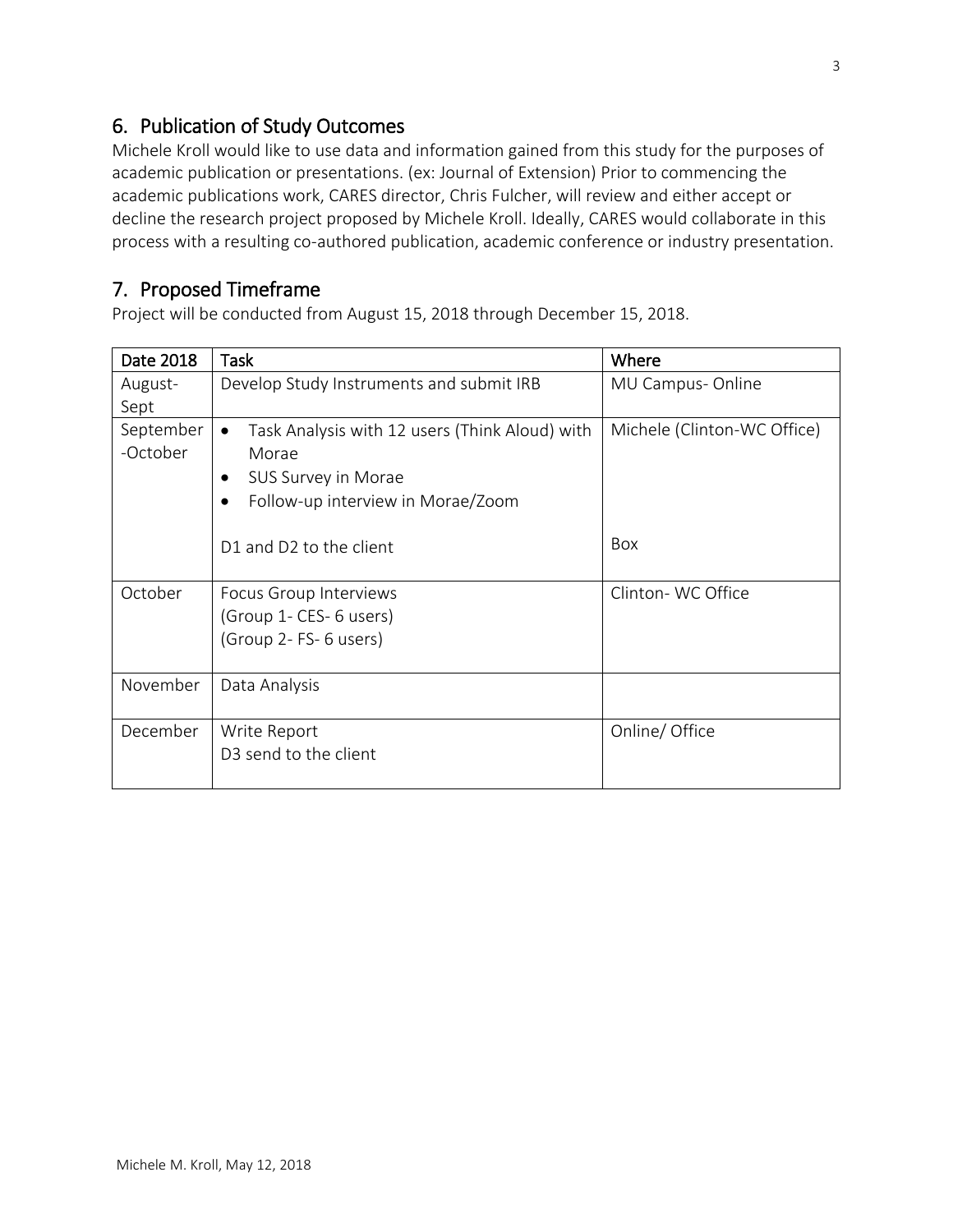## 6. Publication of Study Outcomes

Michele Kroll would like to use data and information gained from this study for the purposes of academic publication or presentations. (ex: Journal of Extension) Prior to commencing the academic publications work, CARES director, Chris Fulcher, will review and either accept or decline the research project proposed by Michele Kroll. Ideally, CARES would collaborate in this process with a resulting co-authored publication, academic conference or industry presentation.

## 7. Proposed Timeframe

Project will be conducted from August 15, 2018 through December 15, 2018.

| Date 2018 | Task | Where |
|---|---|---|
| August-Sept | Develop Study Instruments and submit IRB | MU Campus- Online |
| September-October | • Task Analysis with 12 users (Think Aloud) with Morae<br>• SUS Survey in Morae<br>• Follow-up interview in Morae/Zoom<br><br>D1 and D2 to the client | Michele (Clinton-WC Office)<br><br><br><br>Box |
| October | Focus Group Interviews<br>(Group 1- CES- 6 users)<br>(Group 2- FS- 6 users) | Clinton- WC Office |
| November | Data Analysis | |
| December | Write Report<br>D3 send to the client | Online/ Office |

Michele M. Kroll, May 12, 2018